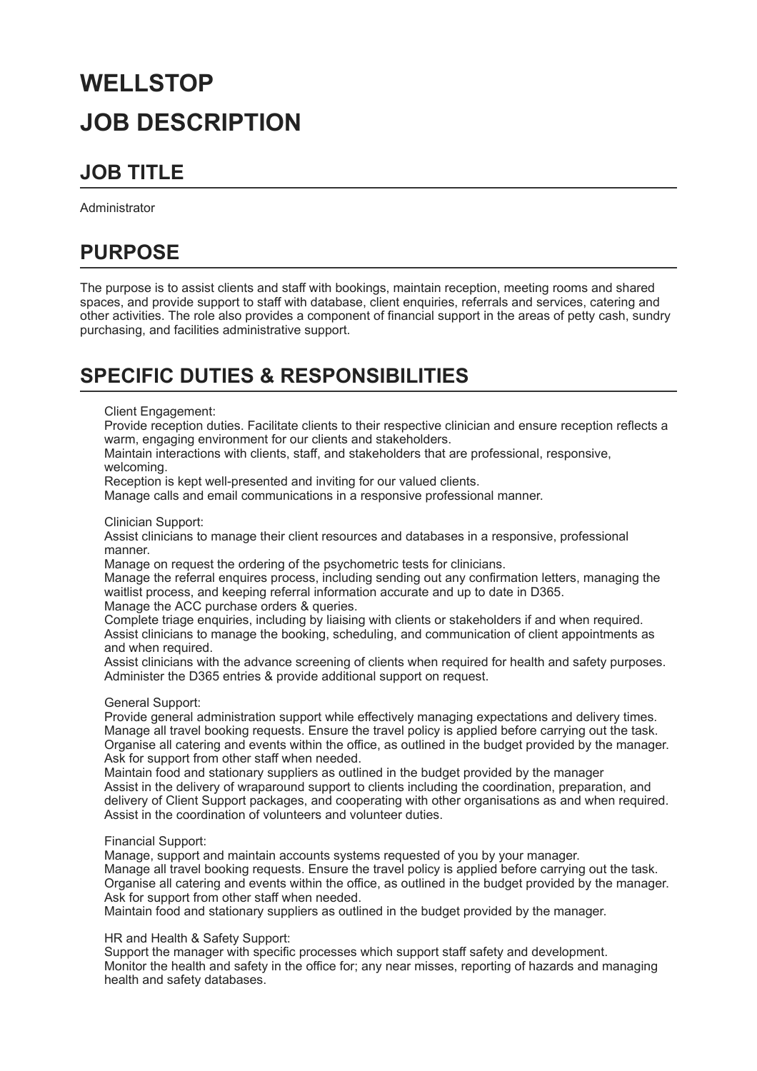# WELLSTOP

# JOB DESCRIPTION

## JOB TITLE

Administrator

## PURPOSE

The purpose is to assist clients and staff with bookings, maintain reception, meeting rooms and shared spaces, and provide support to staff with database, client enquiries, referrals and services, catering and other activities. The role also provides a component of financial support in the areas of petty cash, sundry purchasing, and facilities administrative support.

## SPECIFIC DUTIES & RESPONSIBILITIES

Client Engagement:
Provide reception duties. Facilitate clients to their respective clinician and ensure reception reflects a warm, engaging environment for our clients and stakeholders.
Maintain interactions with clients, staff, and stakeholders that are professional, responsive, welcoming.
Reception is kept well-presented and inviting for our valued clients.
Manage calls and email communications in a responsive professional manner.

Clinician Support:
Assist clinicians to manage their client resources and databases in a responsive, professional manner.
Manage on request the ordering of the psychometric tests for clinicians.
Manage the referral enquires process, including sending out any confirmation letters, managing the waitlist process, and keeping referral information accurate and up to date in D365.
Manage the ACC purchase orders & queries.
Complete triage enquiries, including by liaising with clients or stakeholders if and when required.
Assist clinicians to manage the booking, scheduling, and communication of client appointments as and when required.
Assist clinicians with the advance screening of clients when required for health and safety purposes.
Administer the D365 entries & provide additional support on request.

General Support:
Provide general administration support while effectively managing expectations and delivery times.
Manage all travel booking requests. Ensure the travel policy is applied before carrying out the task.
Organise all catering and events within the office, as outlined in the budget provided by the manager. Ask for support from other staff when needed.
Maintain food and stationary suppliers as outlined in the budget provided by the manager
Assist in the delivery of wraparound support to clients including the coordination, preparation, and delivery of Client Support packages, and cooperating with other organisations as and when required.
Assist in the coordination of volunteers and volunteer duties.

Financial Support:
Manage, support and maintain accounts systems requested of you by your manager.
Manage all travel booking requests. Ensure the travel policy is applied before carrying out the task.
Organise all catering and events within the office, as outlined in the budget provided by the manager. Ask for support from other staff when needed.
Maintain food and stationary suppliers as outlined in the budget provided by the manager.

HR and Health & Safety Support:
Support the manager with specific processes which support staff safety and development.
Monitor the health and safety in the office for; any near misses, reporting of hazards and managing health and safety databases.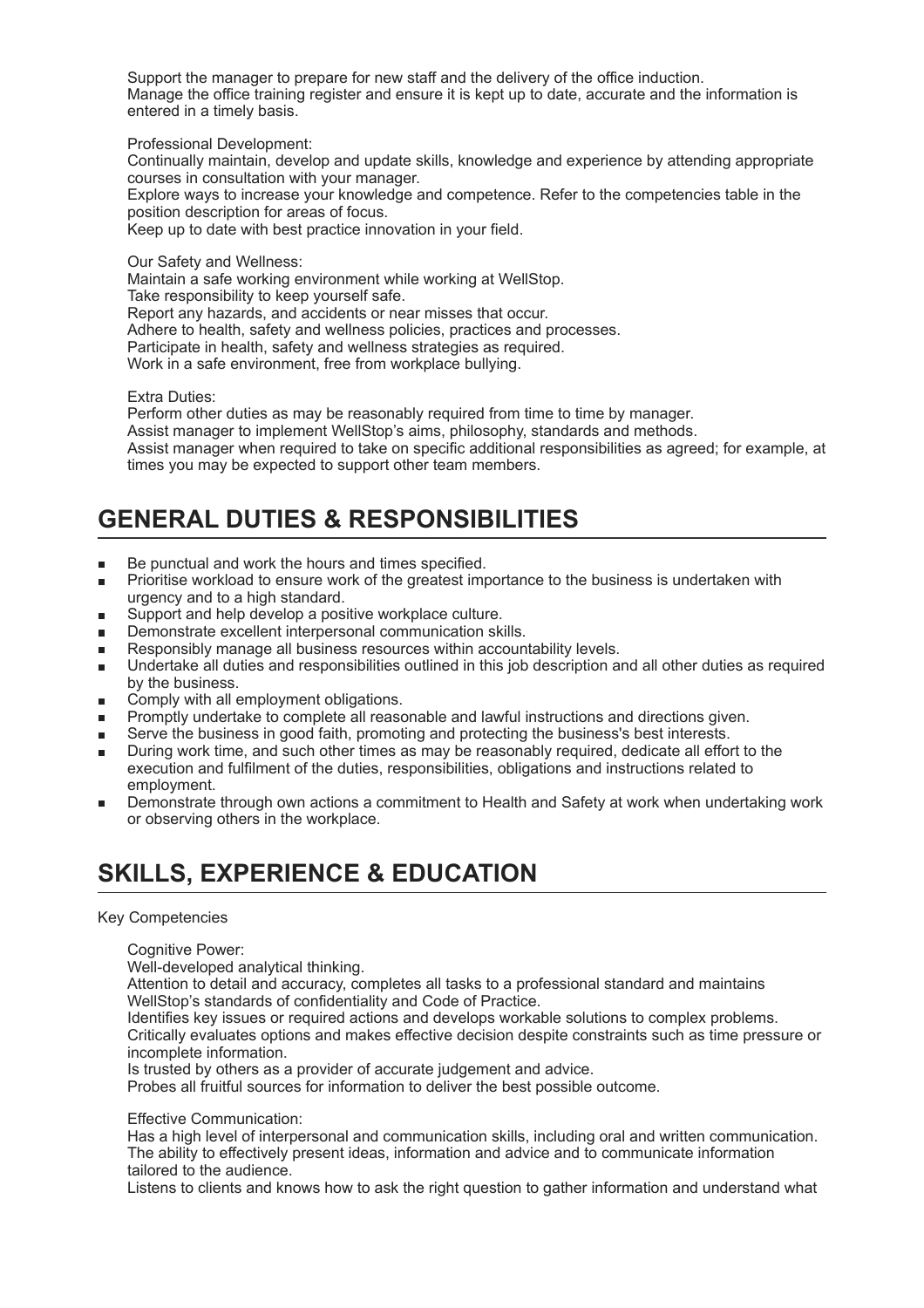Support the manager to prepare for new staff and the delivery of the office induction.
Manage the office training register and ensure it is kept up to date, accurate and the information is entered in a timely basis.

Professional Development:
Continually maintain, develop and update skills, knowledge and experience by attending appropriate courses in consultation with your manager.
Explore ways to increase your knowledge and competence. Refer to the competencies table in the position description for areas of focus.
Keep up to date with best practice innovation in your field.

Our Safety and Wellness:
Maintain a safe working environment while working at WellStop.
Take responsibility to keep yourself safe.
Report any hazards, and accidents or near misses that occur.
Adhere to health, safety and wellness policies, practices and processes.
Participate in health, safety and wellness strategies as required.
Work in a safe environment, free from workplace bullying.

Extra Duties:
Perform other duties as may be reasonably required from time to time by manager.
Assist manager to implement WellStop's aims, philosophy, standards and methods.
Assist manager when required to take on specific additional responsibilities as agreed; for example, at times you may be expected to support other team members.

## GENERAL DUTIES & RESPONSIBILITIES

- Be punctual and work the hours and times specified.
- Prioritise workload to ensure work of the greatest importance to the business is undertaken with urgency and to a high standard.
- Support and help develop a positive workplace culture.
- Demonstrate excellent interpersonal communication skills.
- Responsibly manage all business resources within accountability levels.
- Undertake all duties and responsibilities outlined in this job description and all other duties as required by the business.
- Comply with all employment obligations.
- Promptly undertake to complete all reasonable and lawful instructions and directions given.
- Serve the business in good faith, promoting and protecting the business's best interests.
- During work time, and such other times as may be reasonably required, dedicate all effort to the execution and fulfilment of the duties, responsibilities, obligations and instructions related to employment.
- Demonstrate through own actions a commitment to Health and Safety at work when undertaking work or observing others in the workplace.

## SKILLS, EXPERIENCE & EDUCATION

Key Competencies

Cognitive Power:
Well-developed analytical thinking.
Attention to detail and accuracy, completes all tasks to a professional standard and maintains WellStop's standards of confidentiality and Code of Practice.
Identifies key issues or required actions and develops workable solutions to complex problems.
Critically evaluates options and makes effective decision despite constraints such as time pressure or incomplete information.
Is trusted by others as a provider of accurate judgement and advice.
Probes all fruitful sources for information to deliver the best possible outcome.

Effective Communication:
Has a high level of interpersonal and communication skills, including oral and written communication.
The ability to effectively present ideas, information and advice and to communicate information tailored to the audience.
Listens to clients and knows how to ask the right question to gather information and understand what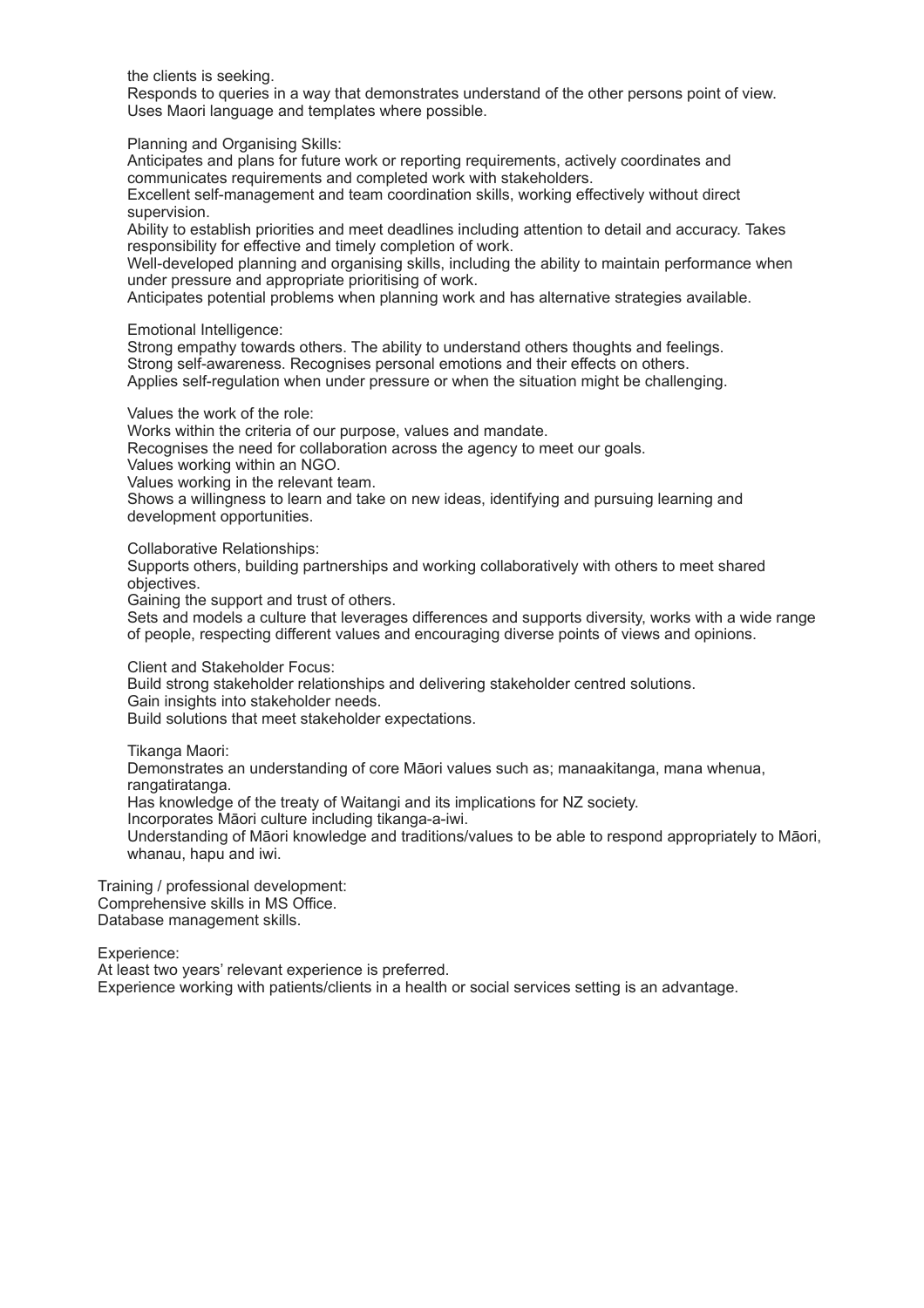the clients is seeking.
Responds to queries in a way that demonstrates understand of the other persons point of view.
Uses Maori language and templates where possible.

Planning and Organising Skills:
Anticipates and plans for future work or reporting requirements, actively coordinates and communicates requirements and completed work with stakeholders.
Excellent self-management and team coordination skills, working effectively without direct supervision.
Ability to establish priorities and meet deadlines including attention to detail and accuracy. Takes responsibility for effective and timely completion of work.
Well-developed planning and organising skills, including the ability to maintain performance when under pressure and appropriate prioritising of work.
Anticipates potential problems when planning work and has alternative strategies available.

Emotional Intelligence:
Strong empathy towards others. The ability to understand others thoughts and feelings.
Strong self-awareness. Recognises personal emotions and their effects on others.
Applies self-regulation when under pressure or when the situation might be challenging.

Values the work of the role:
Works within the criteria of our purpose, values and mandate.
Recognises the need for collaboration across the agency to meet our goals.
Values working within an NGO.
Values working in the relevant team.
Shows a willingness to learn and take on new ideas, identifying and pursuing learning and development opportunities.

Collaborative Relationships:
Supports others, building partnerships and working collaboratively with others to meet shared objectives.
Gaining the support and trust of others.
Sets and models a culture that leverages differences and supports diversity, works with a wide range of people, respecting different values and encouraging diverse points of views and opinions.

Client and Stakeholder Focus:
Build strong stakeholder relationships and delivering stakeholder centred solutions.
Gain insights into stakeholder needs.
Build solutions that meet stakeholder expectations.

Tikanga Maori:
Demonstrates an understanding of core Māori values such as; manaakitanga, mana whenua, rangatiratanga.
Has knowledge of the treaty of Waitangi and its implications for NZ society.
Incorporates Māori culture including tikanga-a-iwi.
Understanding of Māori knowledge and traditions/values to be able to respond appropriately to Māori, whanau, hapu and iwi.

Training / professional development:
Comprehensive skills in MS Office.
Database management skills.

Experience:
At least two years' relevant experience is preferred.
Experience working with patients/clients in a health or social services setting is an advantage.